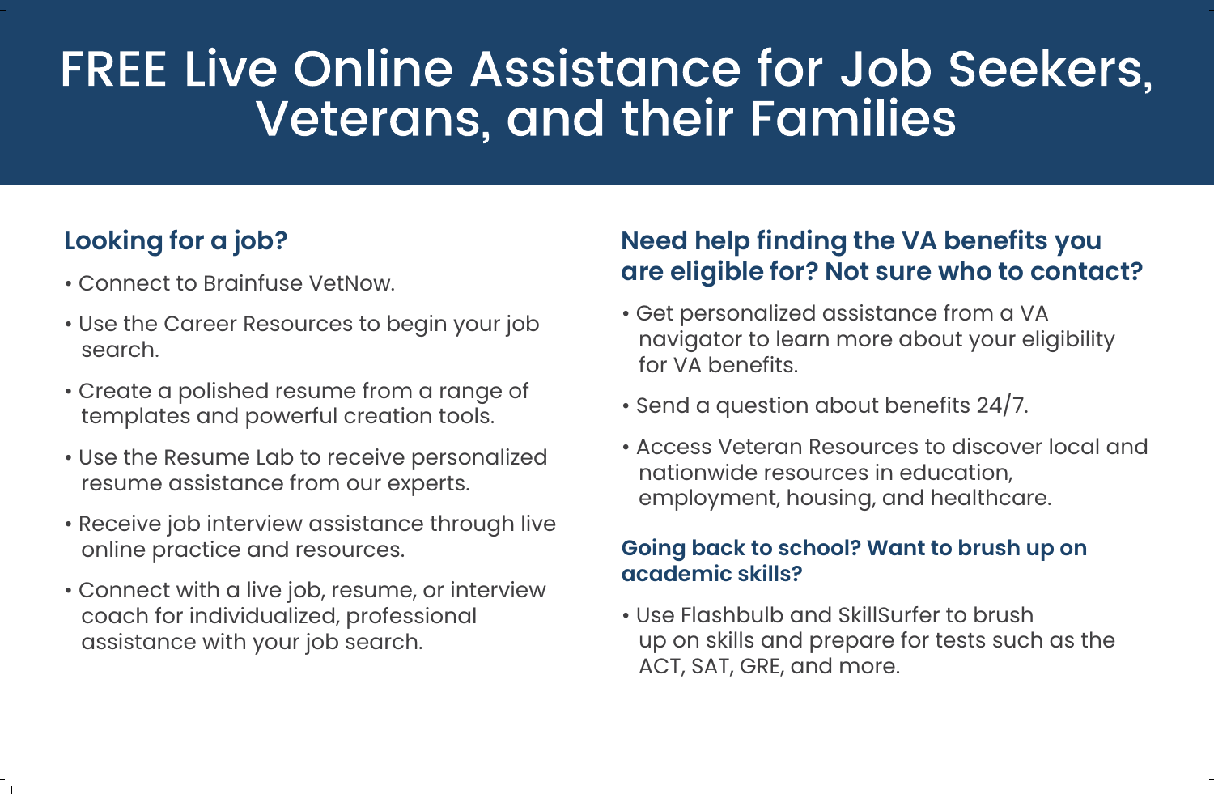# FREE Live Online Assistance for Job Seekers, Veterans, and their Families

## Looking for a job?

- Connect to Brainfuse VetNow.
- Use the Career Resources to begin your job search.
- Create a polished resume from a range of templates and powerful creation tools.
- Use the Resume Lab to receive personalized resume assistance from our experts.
- Receive job interview assistance through live online practice and resources.
- Connect with a live job, resume, or interview coach for individualized, professional assistance with your job search.

## Need help finding the VA benefits you are eligible for? Not sure who to contact?

- Get personalized assistance from a VA navigator to learn more about your eligibility for VA benefits.
- Send a question about benefits 24/7.
- Access Veteran Resources to discover local and nationwide resources in education, employment, housing, and healthcare.

### Going back to school? Want to brush up on academic skills?

- Use Flashbulb and SkillSurfer to brush up on skills and prepare for tests such as the ACT, SAT, GRE, and more.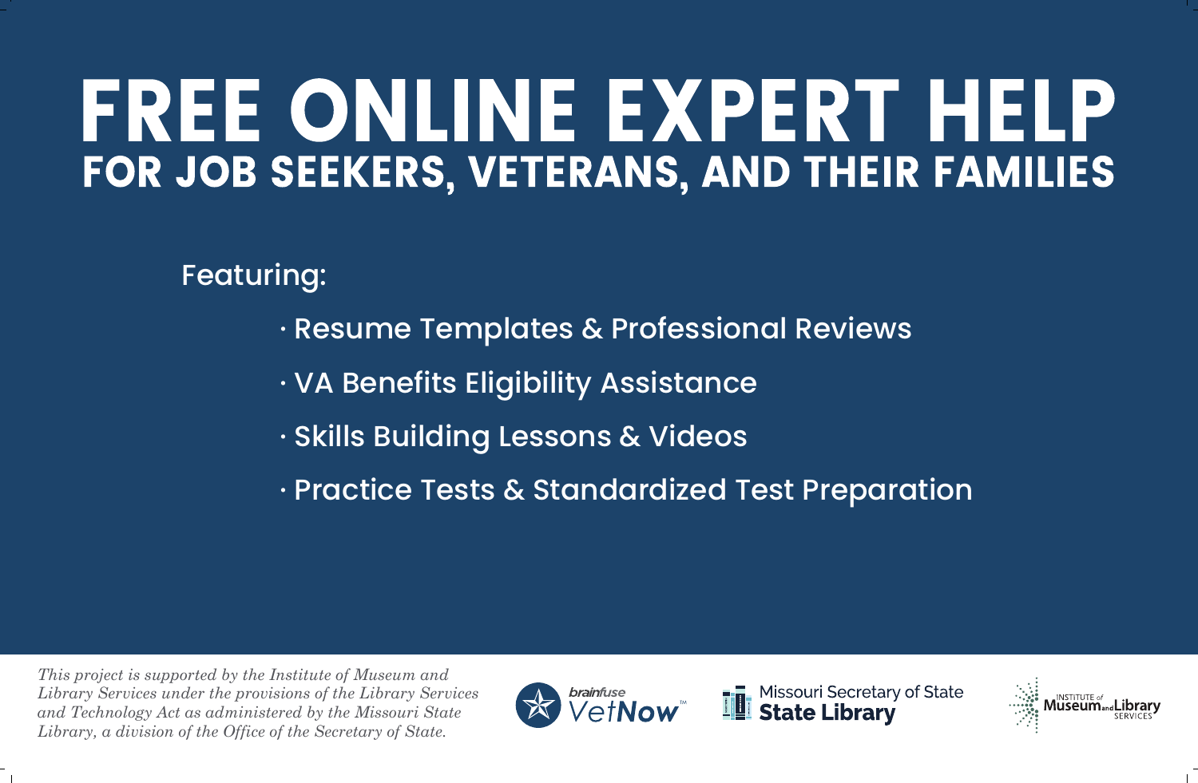# FREE ONLINE EXPERT HELP

## FOR JOB SEEKERS, VETERANS, AND THEIR FAMILIES

Featuring:

- Resume Templates & Professional Reviews
- VA Benefits Eligibility Assistance
- Skills Building Lessons & Videos
- Practice Tests & Standardized Test Preparation

*This project is supported by the Institute of Museum and Library Services under the provisions of the Library Services and Technology Act as administered by the Missouri State Library, a division of the Office of the Secretary of State.*

brainfuse VetNow™

Missouri Secretary of State **State Library**

INSTITUTE of Museum and Library SERVICES